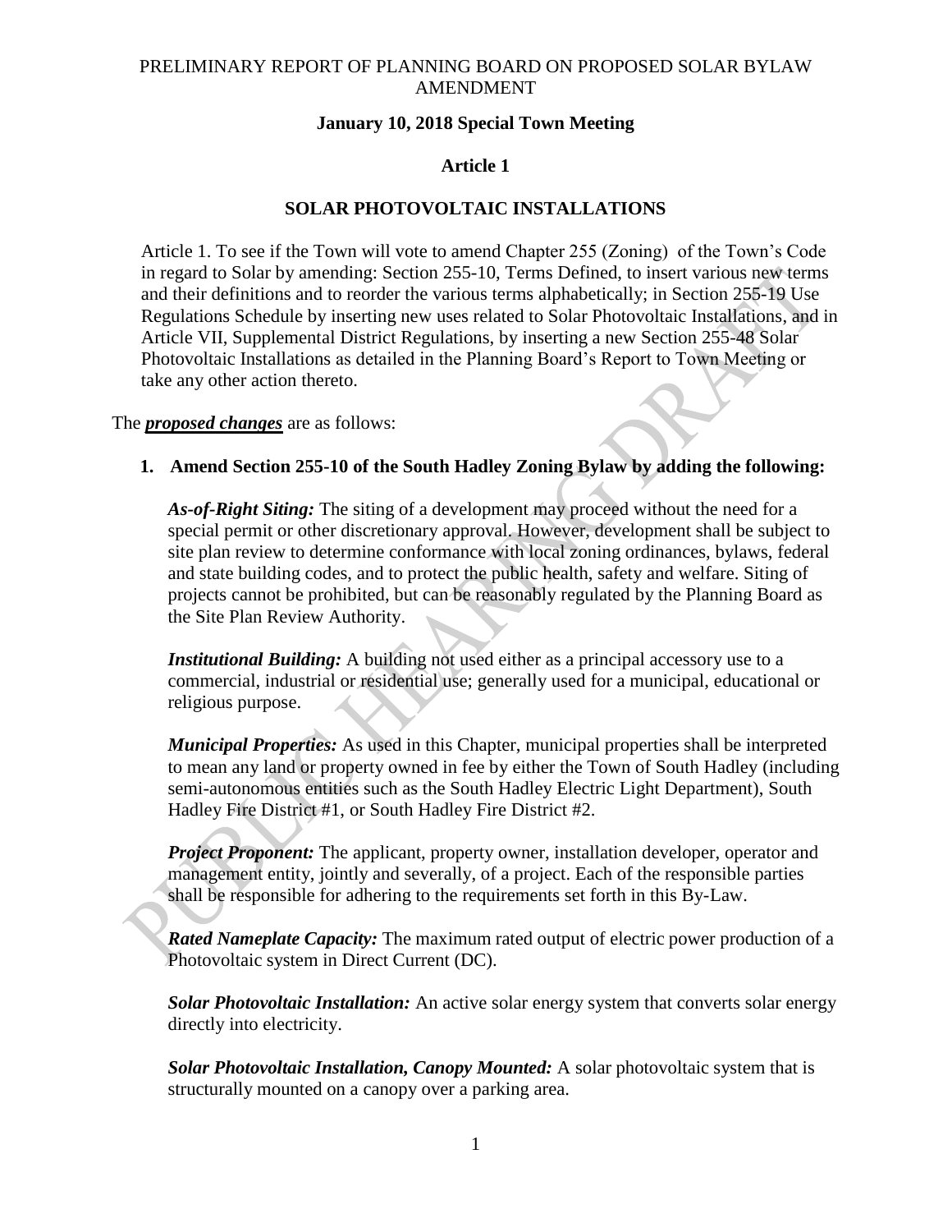# PRELIMINARY REPORT OF PLANNING BOARD ON PROPOSED SOLAR BYLAW AMENDMENT

**January 10, 2018 Special Town Meeting**

**Article 1**

**SOLAR PHOTOVOLTAIC INSTALLATIONS**

Article 1. To see if the Town will vote to amend Chapter 255 (Zoning) of the Town's Code in regard to Solar by amending: Section 255-10, Terms Defined, to insert various new terms and their definitions and to reorder the various terms alphabetically; in Section 255-19 Use Regulations Schedule by inserting new uses related to Solar Photovoltaic Installations, and in Article VII, Supplemental District Regulations, by inserting a new Section 255-48 Solar Photovoltaic Installations as detailed in the Planning Board's Report to Town Meeting or take any other action thereto.

The ***proposed changes*** are as follows:

1. **Amend Section 255-10 of the South Hadley Zoning Bylaw by adding the following:**

***As-of-Right Siting:*** The siting of a development may proceed without the need for a special permit or other discretionary approval. However, development shall be subject to site plan review to determine conformance with local zoning ordinances, bylaws, federal and state building codes, and to protect the public health, safety and welfare. Siting of projects cannot be prohibited, but can be reasonably regulated by the Planning Board as the Site Plan Review Authority.

***Institutional Building:*** A building not used either as a principal accessory use to a commercial, industrial or residential use; generally used for a municipal, educational or religious purpose.

***Municipal Properties:*** As used in this Chapter, municipal properties shall be interpreted to mean any land or property owned in fee by either the Town of South Hadley (including semi-autonomous entities such as the South Hadley Electric Light Department), South Hadley Fire District #1, or South Hadley Fire District #2.

***Project Proponent:*** The applicant, property owner, installation developer, operator and management entity, jointly and severally, of a project. Each of the responsible parties shall be responsible for adhering to the requirements set forth in this By-Law.

***Rated Nameplate Capacity:*** The maximum rated output of electric power production of a Photovoltaic system in Direct Current (DC).

***Solar Photovoltaic Installation:*** An active solar energy system that converts solar energy directly into electricity.

***Solar Photovoltaic Installation, Canopy Mounted:*** A solar photovoltaic system that is structurally mounted on a canopy over a parking area.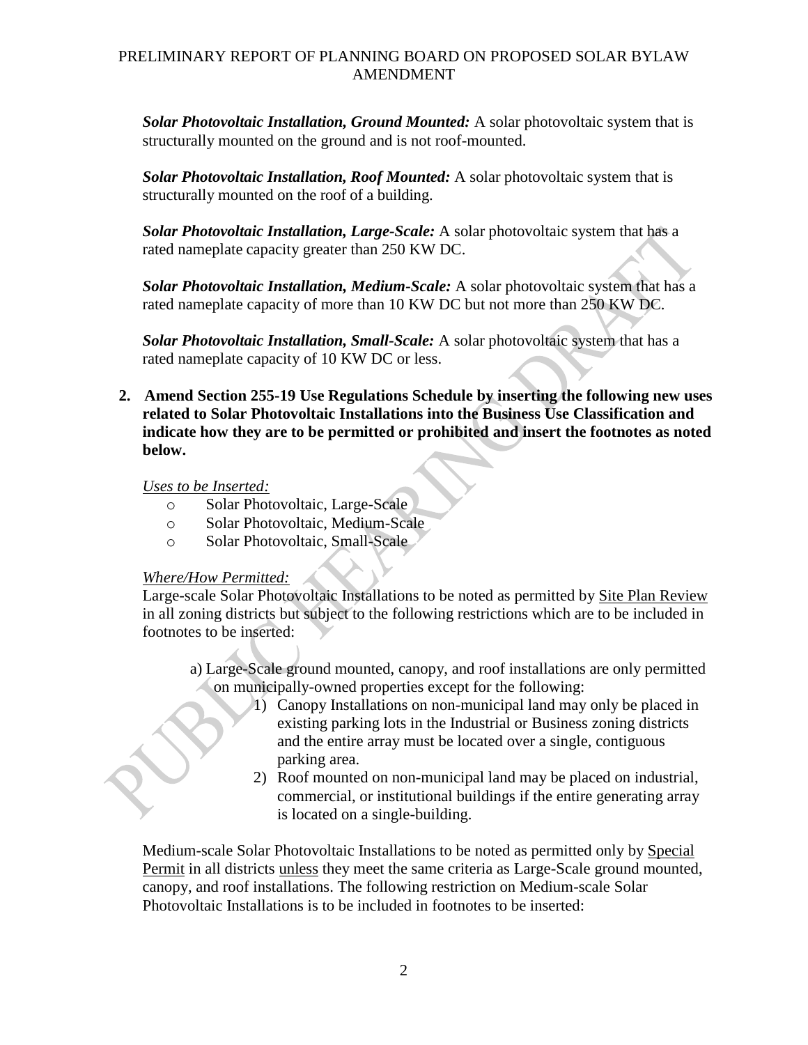*Solar Photovoltaic Installation, Ground Mounted:* A solar photovoltaic system that is structurally mounted on the ground and is not roof-mounted.

*Solar Photovoltaic Installation, Roof Mounted:* A solar photovoltaic system that is structurally mounted on the roof of a building.

*Solar Photovoltaic Installation, Large-Scale:* A solar photovoltaic system that has a rated nameplate capacity greater than 250 KW DC.

*Solar Photovoltaic Installation, Medium-Scale:* A solar photovoltaic system that has a rated nameplate capacity of more than 10 KW DC but not more than 250 KW DC.

*Solar Photovoltaic Installation, Small-Scale:* A solar photovoltaic system that has a rated nameplate capacity of 10 KW DC or less.

**2. Amend Section 255-19 Use Regulations Schedule by inserting the following new uses related to Solar Photovoltaic Installations into the Business Use Classification and indicate how they are to be permitted or prohibited and insert the footnotes as noted below.**

*Uses to be Inserted:*

- Solar Photovoltaic, Large-Scale
- Solar Photovoltaic, Medium-Scale
- Solar Photovoltaic, Small-Scale

*Where/How Permitted:*

Large-scale Solar Photovoltaic Installations to be noted as permitted by Site Plan Review in all zoning districts but subject to the following restrictions which are to be included in footnotes to be inserted:

a) Large-Scale ground mounted, canopy, and roof installations are only permitted on municipally-owned properties except for the following:
   1) Canopy Installations on non-municipal land may only be placed in existing parking lots in the Industrial or Business zoning districts and the entire array must be located over a single, contiguous parking area.
   2) Roof mounted on non-municipal land may be placed on industrial, commercial, or institutional buildings if the entire generating array is located on a single-building.

Medium-scale Solar Photovoltaic Installations to be noted as permitted only by Special Permit in all districts unless they meet the same criteria as Large-Scale ground mounted, canopy, and roof installations. The following restriction on Medium-scale Solar Photovoltaic Installations is to be included in footnotes to be inserted: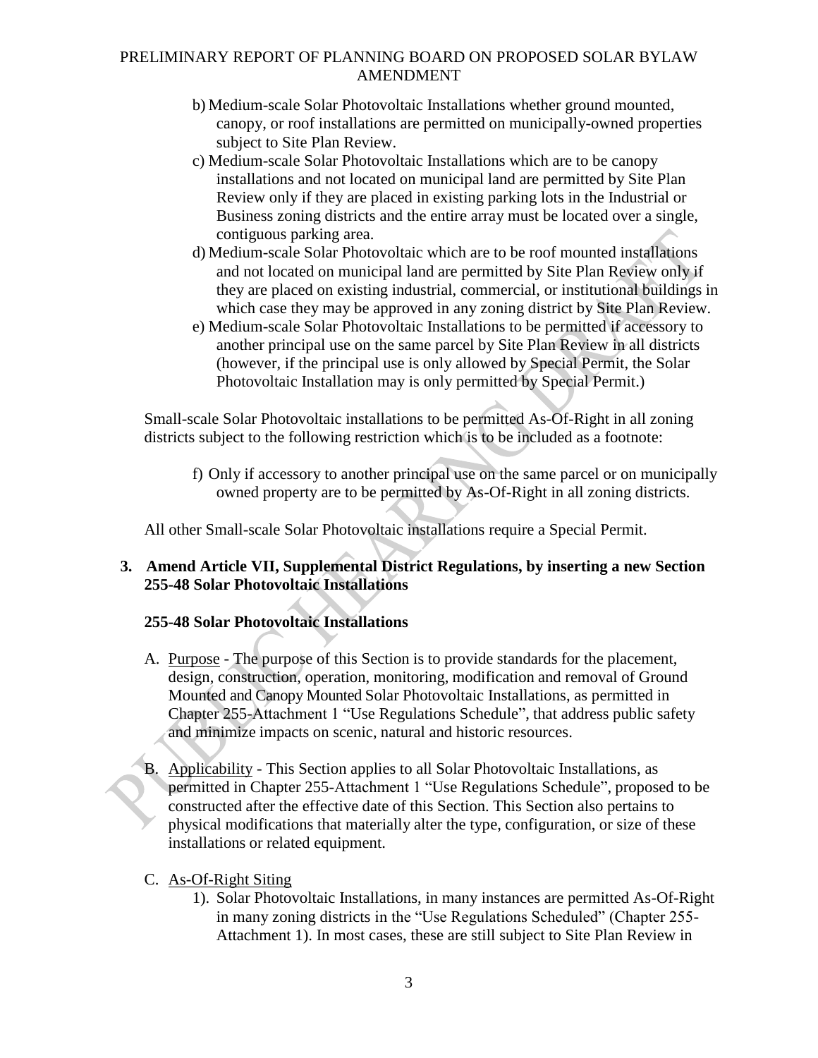b) Medium-scale Solar Photovoltaic Installations whether ground mounted, canopy, or roof installations are permitted on municipally-owned properties subject to Site Plan Review.

c) Medium-scale Solar Photovoltaic Installations which are to be canopy installations and not located on municipal land are permitted by Site Plan Review only if they are placed in existing parking lots in the Industrial or Business zoning districts and the entire array must be located over a single, contiguous parking area.

d) Medium-scale Solar Photovoltaic which are to be roof mounted installations and not located on municipal land are permitted by Site Plan Review only if they are placed on existing industrial, commercial, or institutional buildings in which case they may be approved in any zoning district by Site Plan Review.

e) Medium-scale Solar Photovoltaic Installations to be permitted if accessory to another principal use on the same parcel by Site Plan Review in all districts (however, if the principal use is only allowed by Special Permit, the Solar Photovoltaic Installation may is only permitted by Special Permit.)

Small-scale Solar Photovoltaic installations to be permitted As-Of-Right in all zoning districts subject to the following restriction which is to be included as a footnote:

f) Only if accessory to another principal use on the same parcel or on municipally owned property are to be permitted by As-Of-Right in all zoning districts.

All other Small-scale Solar Photovoltaic installations require a Special Permit.

**3. Amend Article VII, Supplemental District Regulations, by inserting a new Section 255-48 Solar Photovoltaic Installations**

**255-48 Solar Photovoltaic Installations**

A. Purpose - The purpose of this Section is to provide standards for the placement, design, construction, operation, monitoring, modification and removal of Ground Mounted and Canopy Mounted Solar Photovoltaic Installations, as permitted in Chapter 255-Attachment 1 "Use Regulations Schedule", that address public safety and minimize impacts on scenic, natural and historic resources.

B. Applicability - This Section applies to all Solar Photovoltaic Installations, as permitted in Chapter 255-Attachment 1 "Use Regulations Schedule", proposed to be constructed after the effective date of this Section. This Section also pertains to physical modifications that materially alter the type, configuration, or size of these installations or related equipment.

C. As-Of-Right Siting

1). Solar Photovoltaic Installations, in many instances are permitted As-Of-Right in many zoning districts in the "Use Regulations Scheduled" (Chapter 255-Attachment 1). In most cases, these are still subject to Site Plan Review in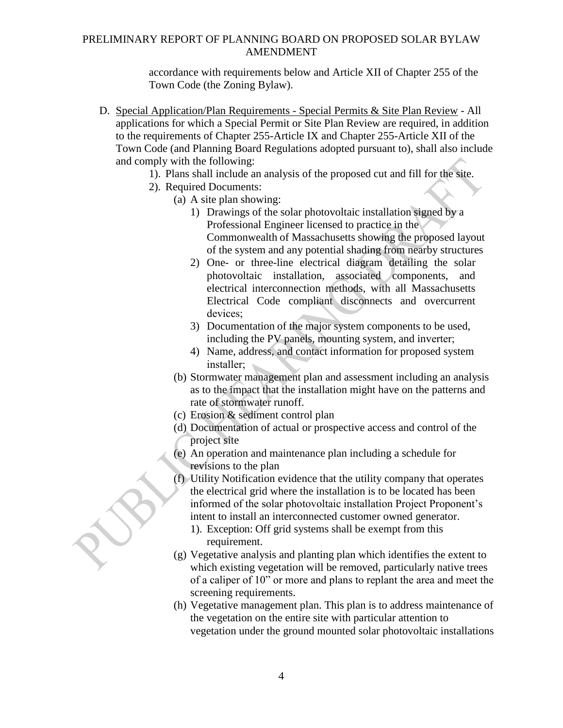accordance with requirements below and Article XII of Chapter 255 of the Town Code (the Zoning Bylaw).

D. <u>Special Application/Plan Requirements - Special Permits & Site Plan Review</u> - All applications for which a Special Permit or Site Plan Review are required, in addition to the requirements of Chapter 255-Article IX and Chapter 255-Article XII of the Town Code (and Planning Board Regulations adopted pursuant to), shall also include and comply with the following:

   1). Plans shall include an analysis of the proposed cut and fill for the site.

   2). Required Documents:

      (a) A site plan showing:

         1) Drawings of the solar photovoltaic installation signed by a Professional Engineer licensed to practice in the Commonwealth of Massachusetts showing the proposed layout of the system and any potential shading from nearby structures

         2) One- or three-line electrical diagram detailing the solar photovoltaic installation, associated components, and electrical interconnection methods, with all Massachusetts Electrical Code compliant disconnects and overcurrent devices;

         3) Documentation of the major system components to be used, including the PV panels, mounting system, and inverter;

         4) Name, address, and contact information for proposed system installer;

      (b) Stormwater management plan and assessment including an analysis as to the impact that the installation might have on the patterns and rate of stormwater runoff.

      (c) Erosion & sediment control plan

      (d) Documentation of actual or prospective access and control of the project site

      (e) An operation and maintenance plan including a schedule for revisions to the plan

      (f) Utility Notification evidence that the utility company that operates the electrical grid where the installation is to be located has been informed of the solar photovoltaic installation Project Proponent's intent to install an interconnected customer owned generator.

         1). Exception: Off grid systems shall be exempt from this requirement.

      (g) Vegetative analysis and planting plan which identifies the extent to which existing vegetation will be removed, particularly native trees of a caliper of 10" or more and plans to replant the area and meet the screening requirements.

      (h) Vegetative management plan. This plan is to address maintenance of the vegetation on the entire site with particular attention to vegetation under the ground mounted solar photovoltaic installations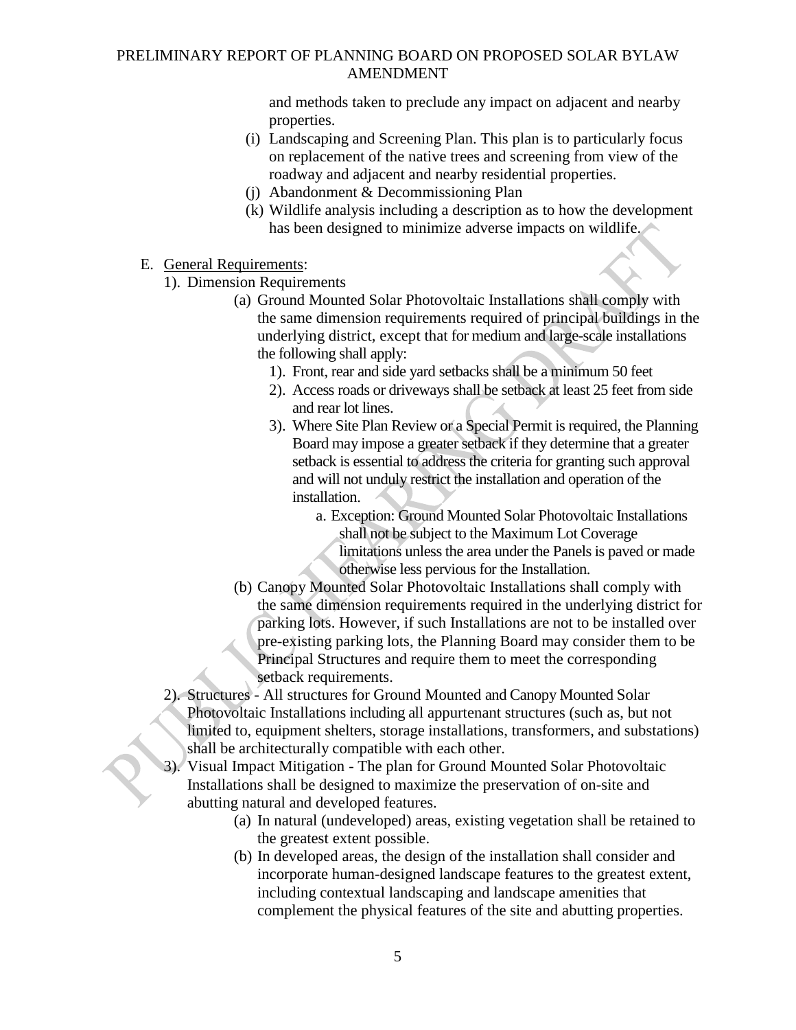and methods taken to preclude any impact on adjacent and nearby properties.

(i) Landscaping and Screening Plan. This plan is to particularly focus on replacement of the native trees and screening from view of the roadway and adjacent and nearby residential properties.

(j) Abandonment & Decommissioning Plan

(k) Wildlife analysis including a description as to how the development has been designed to minimize adverse impacts on wildlife.

E. <u>General Requirements</u>:

1). Dimension Requirements

(a) Ground Mounted Solar Photovoltaic Installations shall comply with the same dimension requirements required of principal buildings in the underlying district, except that for medium and large-scale installations the following shall apply:

1). Front, rear and side yard setbacks shall be a minimum 50 feet

2). Access roads or driveways shall be setback at least 25 feet from side and rear lot lines.

3). Where Site Plan Review or a Special Permit is required, the Planning Board may impose a greater setback if they determine that a greater setback is essential to address the criteria for granting such approval and will not unduly restrict the installation and operation of the installation.

a. Exception: Ground Mounted Solar Photovoltaic Installations shall not be subject to the Maximum Lot Coverage limitations unless the area under the Panels is paved or made otherwise less pervious for the Installation.

(b) Canopy Mounted Solar Photovoltaic Installations shall comply with the same dimension requirements required in the underlying district for parking lots. However, if such Installations are not to be installed over pre-existing parking lots, the Planning Board may consider them to be Principal Structures and require them to meet the corresponding setback requirements.

2). Structures - All structures for Ground Mounted and Canopy Mounted Solar Photovoltaic Installations including all appurtenant structures (such as, but not limited to, equipment shelters, storage installations, transformers, and substations) shall be architecturally compatible with each other.

3). Visual Impact Mitigation - The plan for Ground Mounted Solar Photovoltaic Installations shall be designed to maximize the preservation of on-site and abutting natural and developed features.

(a) In natural (undeveloped) areas, existing vegetation shall be retained to the greatest extent possible.

(b) In developed areas, the design of the installation shall consider and incorporate human-designed landscape features to the greatest extent, including contextual landscaping and landscape amenities that complement the physical features of the site and abutting properties.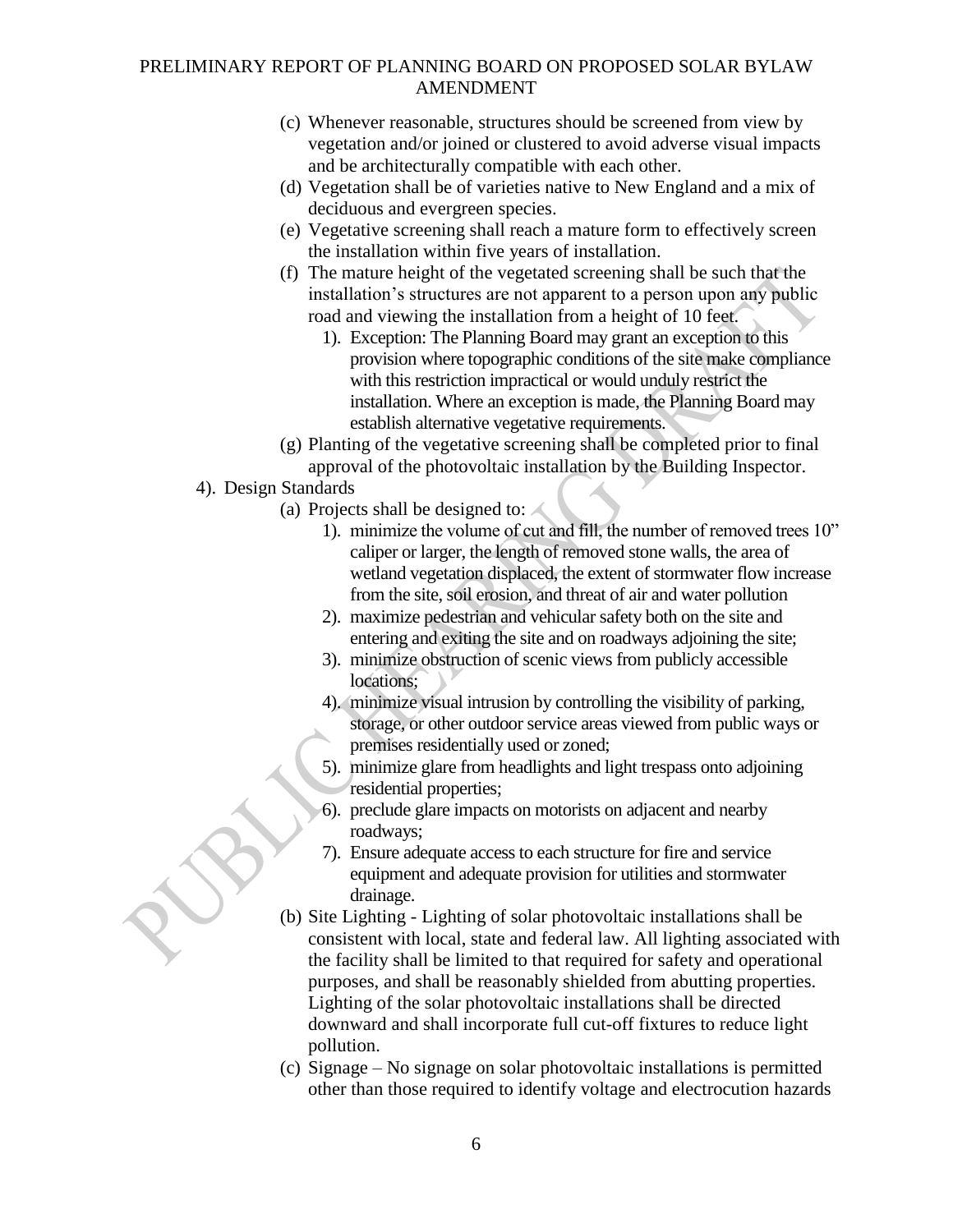- (c) Whenever reasonable, structures should be screened from view by vegetation and/or joined or clustered to avoid adverse visual impacts and be architecturally compatible with each other.
- (d) Vegetation shall be of varieties native to New England and a mix of deciduous and evergreen species.
- (e) Vegetative screening shall reach a mature form to effectively screen the installation within five years of installation.
- (f) The mature height of the vegetated screening shall be such that the installation's structures are not apparent to a person upon any public road and viewing the installation from a height of 10 feet.
    - 1). Exception: The Planning Board may grant an exception to this provision where topographic conditions of the site make compliance with this restriction impractical or would unduly restrict the installation. Where an exception is made, the Planning Board may establish alternative vegetative requirements.
- (g) Planting of the vegetative screening shall be completed prior to final approval of the photovoltaic installation by the Building Inspector.

4). Design Standards

- (a) Projects shall be designed to:
    - 1). minimize the volume of cut and fill, the number of removed trees 10" caliper or larger, the length of removed stone walls, the area of wetland vegetation displaced, the extent of stormwater flow increase from the site, soil erosion, and threat of air and water pollution
    - 2). maximize pedestrian and vehicular safety both on the site and entering and exiting the site and on roadways adjoining the site;
    - 3). minimize obstruction of scenic views from publicly accessible locations;
    - 4). minimize visual intrusion by controlling the visibility of parking, storage, or other outdoor service areas viewed from public ways or premises residentially used or zoned;
    - 5). minimize glare from headlights and light trespass onto adjoining residential properties;
    - 6). preclude glare impacts on motorists on adjacent and nearby roadways;
    - 7). Ensure adequate access to each structure for fire and service equipment and adequate provision for utilities and stormwater drainage.
- (b) Site Lighting - Lighting of solar photovoltaic installations shall be consistent with local, state and federal law. All lighting associated with the facility shall be limited to that required for safety and operational purposes, and shall be reasonably shielded from abutting properties. Lighting of the solar photovoltaic installations shall be directed downward and shall incorporate full cut-off fixtures to reduce light pollution.
- (c) Signage – No signage on solar photovoltaic installations is permitted other than those required to identify voltage and electrocution hazards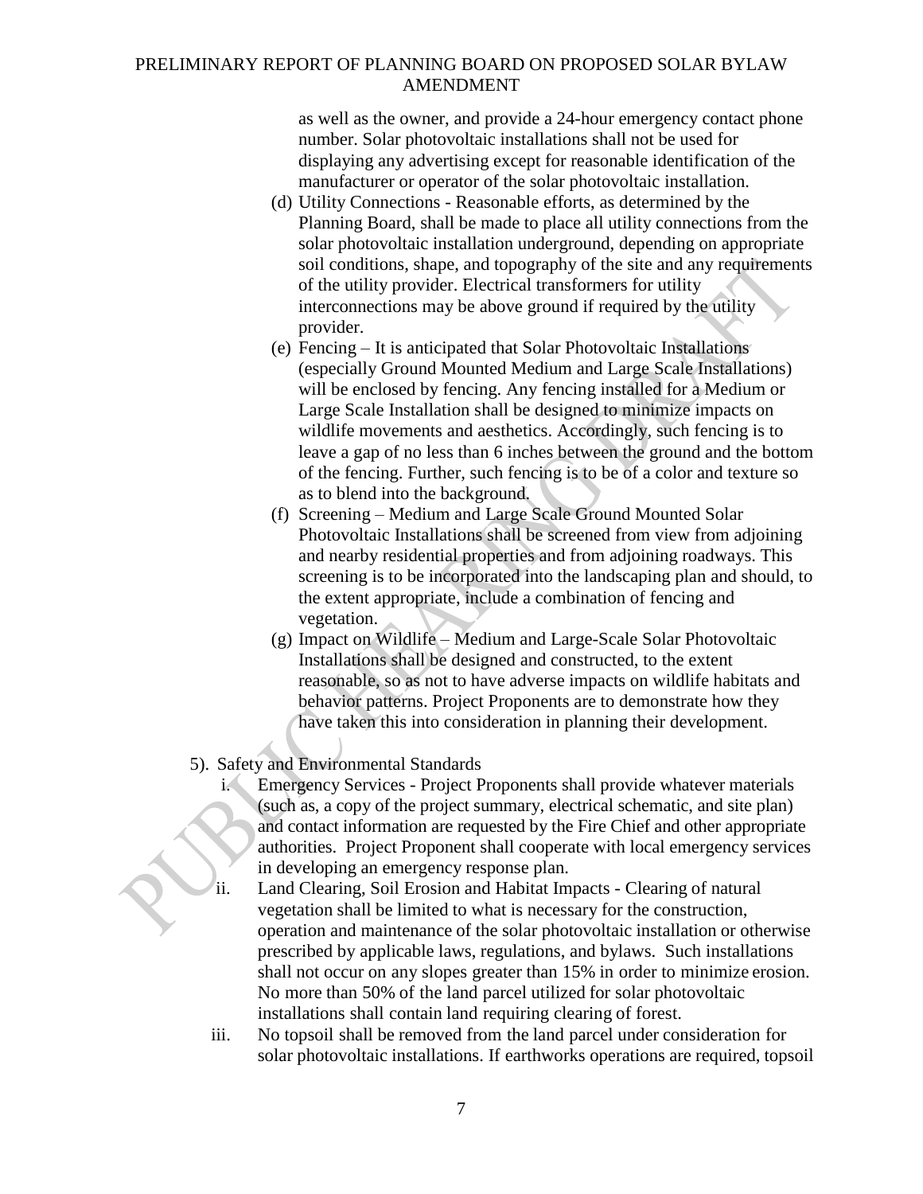as well as the owner, and provide a 24-hour emergency contact phone number. Solar photovoltaic installations shall not be used for displaying any advertising except for reasonable identification of the manufacturer or operator of the solar photovoltaic installation.

(d) Utility Connections - Reasonable efforts, as determined by the Planning Board, shall be made to place all utility connections from the solar photovoltaic installation underground, depending on appropriate soil conditions, shape, and topography of the site and any requirements of the utility provider. Electrical transformers for utility interconnections may be above ground if required by the utility provider.

(e) Fencing – It is anticipated that Solar Photovoltaic Installations (especially Ground Mounted Medium and Large Scale Installations) will be enclosed by fencing. Any fencing installed for a Medium or Large Scale Installation shall be designed to minimize impacts on wildlife movements and aesthetics. Accordingly, such fencing is to leave a gap of no less than 6 inches between the ground and the bottom of the fencing. Further, such fencing is to be of a color and texture so as to blend into the background.

(f) Screening – Medium and Large Scale Ground Mounted Solar Photovoltaic Installations shall be screened from view from adjoining and nearby residential properties and from adjoining roadways. This screening is to be incorporated into the landscaping plan and should, to the extent appropriate, include a combination of fencing and vegetation.

(g) Impact on Wildlife – Medium and Large-Scale Solar Photovoltaic Installations shall be designed and constructed, to the extent reasonable, so as not to have adverse impacts on wildlife habitats and behavior patterns. Project Proponents are to demonstrate how they have taken this into consideration in planning their development.

5). Safety and Environmental Standards

i. Emergency Services - Project Proponents shall provide whatever materials (such as, a copy of the project summary, electrical schematic, and site plan) and contact information are requested by the Fire Chief and other appropriate authorities. Project Proponent shall cooperate with local emergency services in developing an emergency response plan.

ii. Land Clearing, Soil Erosion and Habitat Impacts - Clearing of natural vegetation shall be limited to what is necessary for the construction, operation and maintenance of the solar photovoltaic installation or otherwise prescribed by applicable laws, regulations, and bylaws. Such installations shall not occur on any slopes greater than 15% in order to minimize erosion. No more than 50% of the land parcel utilized for solar photovoltaic installations shall contain land requiring clearing of forest.

iii. No topsoil shall be removed from the land parcel under consideration for solar photovoltaic installations. If earthworks operations are required, topsoil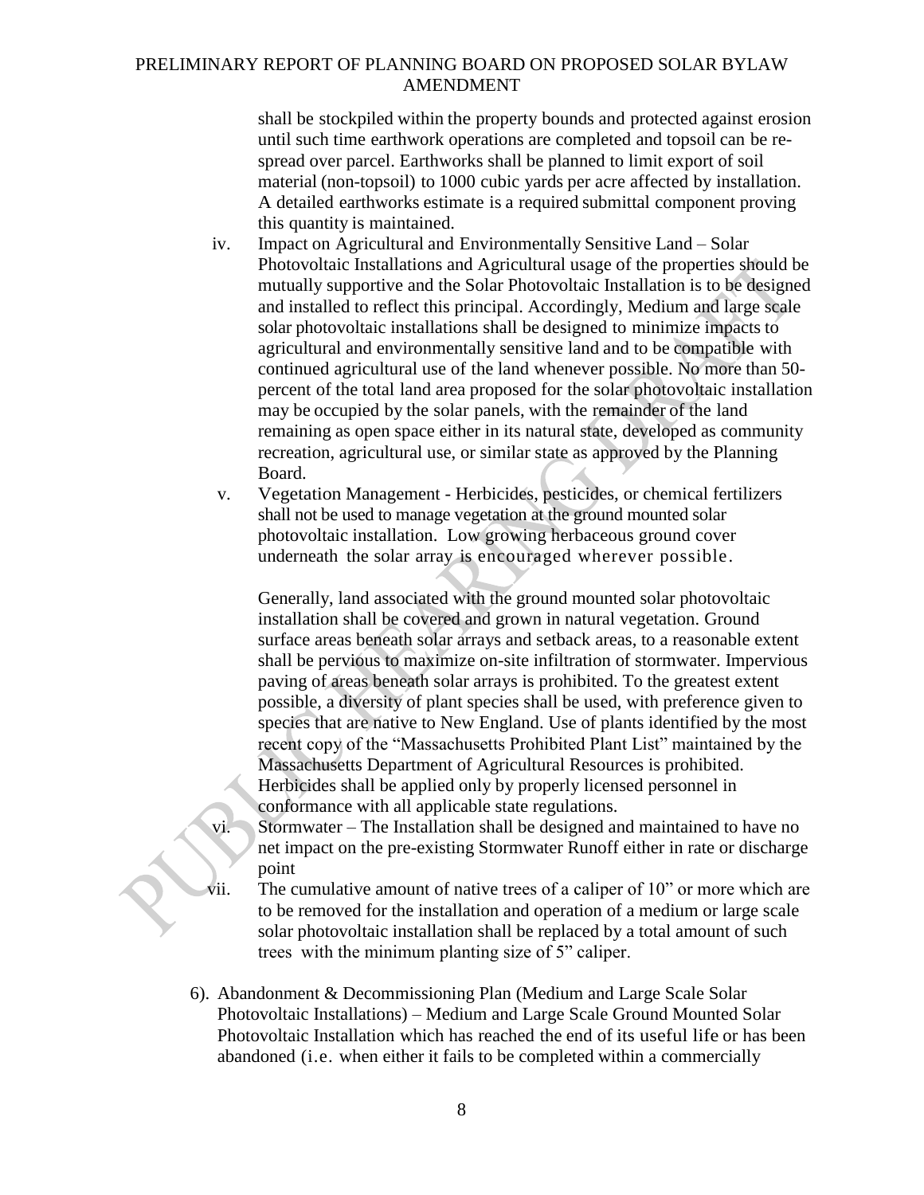shall be stockpiled within the property bounds and protected against erosion until such time earthwork operations are completed and topsoil can be re-spread over parcel. Earthworks shall be planned to limit export of soil material (non-topsoil) to 1000 cubic yards per acre affected by installation. A detailed earthworks estimate is a required submittal component proving this quantity is maintained.

iv. Impact on Agricultural and Environmentally Sensitive Land – Solar Photovoltaic Installations and Agricultural usage of the properties should be mutually supportive and the Solar Photovoltaic Installation is to be designed and installed to reflect this principal. Accordingly, Medium and large scale solar photovoltaic installations shall be designed to minimize impacts to agricultural and environmentally sensitive land and to be compatible with continued agricultural use of the land whenever possible. No more than 50-percent of the total land area proposed for the solar photovoltaic installation may be occupied by the solar panels, with the remainder of the land remaining as open space either in its natural state, developed as community recreation, agricultural use, or similar state as approved by the Planning Board.

v. Vegetation Management - Herbicides, pesticides, or chemical fertilizers shall not be used to manage vegetation at the ground mounted solar photovoltaic installation. Low growing herbaceous ground cover underneath the solar array is encouraged wherever possible.

Generally, land associated with the ground mounted solar photovoltaic installation shall be covered and grown in natural vegetation. Ground surface areas beneath solar arrays and setback areas, to a reasonable extent shall be pervious to maximize on-site infiltration of stormwater. Impervious paving of areas beneath solar arrays is prohibited. To the greatest extent possible, a diversity of plant species shall be used, with preference given to species that are native to New England. Use of plants identified by the most recent copy of the "Massachusetts Prohibited Plant List" maintained by the Massachusetts Department of Agricultural Resources is prohibited. Herbicides shall be applied only by properly licensed personnel in conformance with all applicable state regulations.

vi. Stormwater – The Installation shall be designed and maintained to have no net impact on the pre-existing Stormwater Runoff either in rate or discharge point

vii. The cumulative amount of native trees of a caliper of 10" or more which are to be removed for the installation and operation of a medium or large scale solar photovoltaic installation shall be replaced by a total amount of such trees with the minimum planting size of 5" caliper.

6). Abandonment & Decommissioning Plan (Medium and Large Scale Solar Photovoltaic Installations) – Medium and Large Scale Ground Mounted Solar Photovoltaic Installation which has reached the end of its useful life or has been abandoned (i.e. when either it fails to be completed within a commercially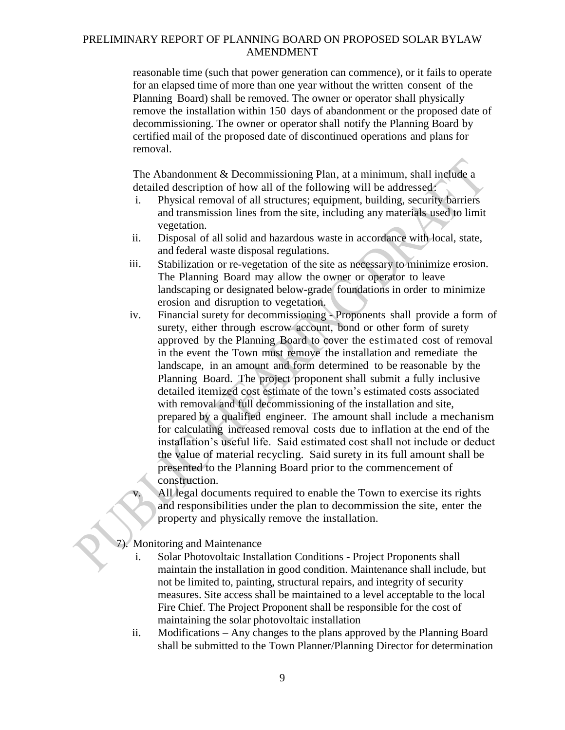reasonable time (such that power generation can commence), or it fails to operate for an elapsed time of more than one year without the written consent of the Planning Board) shall be removed. The owner or operator shall physically remove the installation within 150 days of abandonment or the proposed date of decommissioning. The owner or operator shall notify the Planning Board by certified mail of the proposed date of discontinued operations and plans for removal.

The Abandonment & Decommissioning Plan, at a minimum, shall include a detailed description of how all of the following will be addressed:

i. Physical removal of all structures; equipment, building, security barriers and transmission lines from the site, including any materials used to limit vegetation.
ii. Disposal of all solid and hazardous waste in accordance with local, state, and federal waste disposal regulations.
iii. Stabilization or re-vegetation of the site as necessary to minimize erosion. The Planning Board may allow the owner or operator to leave landscaping or designated below-grade foundations in order to minimize erosion and disruption to vegetation.
iv. Financial surety for decommissioning - Proponents shall provide a form of surety, either through escrow account, bond or other form of surety approved by the Planning Board to cover the estimated cost of removal in the event the Town must remove the installation and remediate the landscape, in an amount and form determined to be reasonable by the Planning Board. The project proponent shall submit a fully inclusive detailed itemized cost estimate of the town's estimated costs associated with removal and full decommissioning of the installation and site, prepared by a qualified engineer. The amount shall include a mechanism for calculating increased removal costs due to inflation at the end of the installation's useful life. Said estimated cost shall not include or deduct the value of material recycling. Said surety in its full amount shall be presented to the Planning Board prior to the commencement of construction.
v. All legal documents required to enable the Town to exercise its rights and responsibilities under the plan to decommission the site, enter the property and physically remove the installation.

7). Monitoring and Maintenance

i. Solar Photovoltaic Installation Conditions - Project Proponents shall maintain the installation in good condition. Maintenance shall include, but not be limited to, painting, structural repairs, and integrity of security measures. Site access shall be maintained to a level acceptable to the local Fire Chief. The Project Proponent shall be responsible for the cost of maintaining the solar photovoltaic installation
ii. Modifications – Any changes to the plans approved by the Planning Board shall be submitted to the Town Planner/Planning Director for determination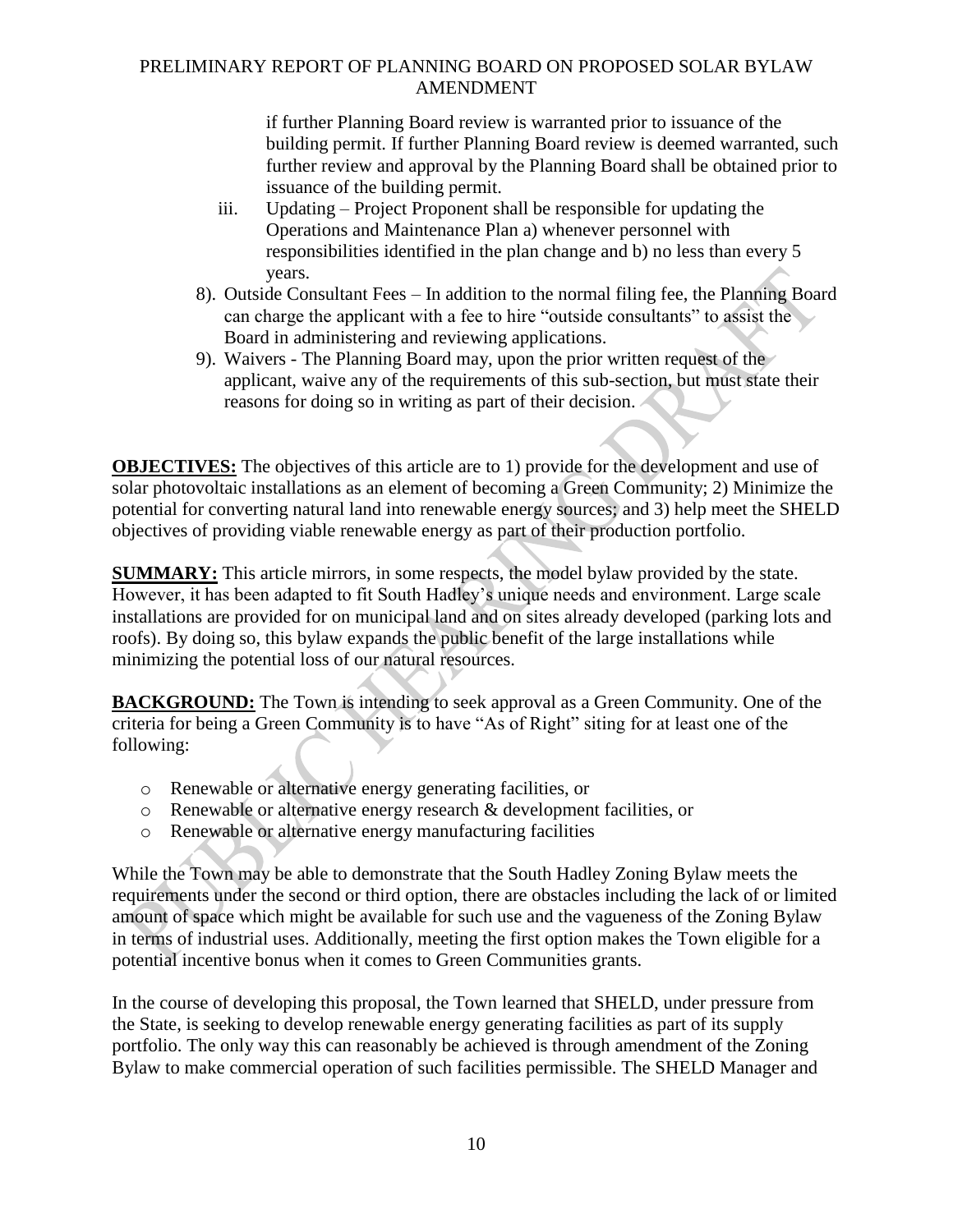if further Planning Board review is warranted prior to issuance of the building permit. If further Planning Board review is deemed warranted, such further review and approval by the Planning Board shall be obtained prior to issuance of the building permit.

iii. Updating – Project Proponent shall be responsible for updating the Operations and Maintenance Plan a) whenever personnel with responsibilities identified in the plan change and b) no less than every 5 years.

8). Outside Consultant Fees – In addition to the normal filing fee, the Planning Board can charge the applicant with a fee to hire "outside consultants" to assist the Board in administering and reviewing applications.

9). Waivers - The Planning Board may, upon the prior written request of the applicant, waive any of the requirements of this sub-section, but must state their reasons for doing so in writing as part of their decision.

**OBJECTIVES:** The objectives of this article are to 1) provide for the development and use of solar photovoltaic installations as an element of becoming a Green Community; 2) Minimize the potential for converting natural land into renewable energy sources; and 3) help meet the SHELD objectives of providing viable renewable energy as part of their production portfolio.

**SUMMARY:** This article mirrors, in some respects, the model bylaw provided by the state. However, it has been adapted to fit South Hadley's unique needs and environment. Large scale installations are provided for on municipal land and on sites already developed (parking lots and roofs). By doing so, this bylaw expands the public benefit of the large installations while minimizing the potential loss of our natural resources.

**BACKGROUND:** The Town is intending to seek approval as a Green Community. One of the criteria for being a Green Community is to have "As of Right" siting for at least one of the following:

- Renewable or alternative energy generating facilities, or
- Renewable or alternative energy research & development facilities, or
- Renewable or alternative energy manufacturing facilities

While the Town may be able to demonstrate that the South Hadley Zoning Bylaw meets the requirements under the second or third option, there are obstacles including the lack of or limited amount of space which might be available for such use and the vagueness of the Zoning Bylaw in terms of industrial uses. Additionally, meeting the first option makes the Town eligible for a potential incentive bonus when it comes to Green Communities grants.

In the course of developing this proposal, the Town learned that SHELD, under pressure from the State, is seeking to develop renewable energy generating facilities as part of its supply portfolio. The only way this can reasonably be achieved is through amendment of the Zoning Bylaw to make commercial operation of such facilities permissible. The SHELD Manager and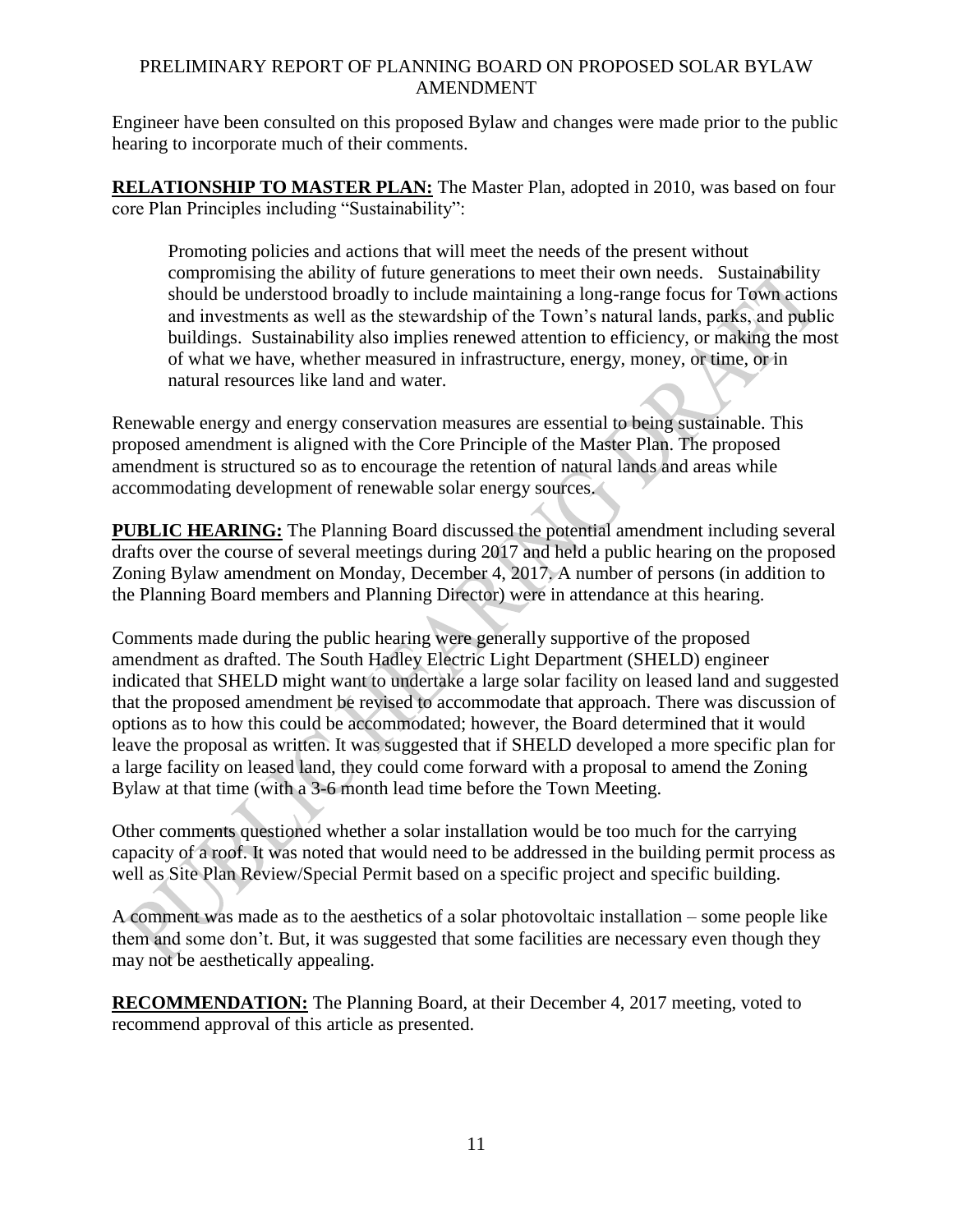Engineer have been consulted on this proposed Bylaw and changes were made prior to the public hearing to incorporate much of their comments.

**RELATIONSHIP TO MASTER PLAN:** The Master Plan, adopted in 2010, was based on four core Plan Principles including "Sustainability":

> Promoting policies and actions that will meet the needs of the present without compromising the ability of future generations to meet their own needs. Sustainability should be understood broadly to include maintaining a long-range focus for Town actions and investments as well as the stewardship of the Town's natural lands, parks, and public buildings. Sustainability also implies renewed attention to efficiency, or making the most of what we have, whether measured in infrastructure, energy, money, or time, or in natural resources like land and water.

Renewable energy and energy conservation measures are essential to being sustainable. This proposed amendment is aligned with the Core Principle of the Master Plan. The proposed amendment is structured so as to encourage the retention of natural lands and areas while accommodating development of renewable solar energy sources.

**PUBLIC HEARING:** The Planning Board discussed the potential amendment including several drafts over the course of several meetings during 2017 and held a public hearing on the proposed Zoning Bylaw amendment on Monday, December 4, 2017. A number of persons (in addition to the Planning Board members and Planning Director) were in attendance at this hearing.

Comments made during the public hearing were generally supportive of the proposed amendment as drafted. The South Hadley Electric Light Department (SHELD) engineer indicated that SHELD might want to undertake a large solar facility on leased land and suggested that the proposed amendment be revised to accommodate that approach. There was discussion of options as to how this could be accommodated; however, the Board determined that it would leave the proposal as written. It was suggested that if SHELD developed a more specific plan for a large facility on leased land, they could come forward with a proposal to amend the Zoning Bylaw at that time (with a 3-6 month lead time before the Town Meeting.

Other comments questioned whether a solar installation would be too much for the carrying capacity of a roof. It was noted that would need to be addressed in the building permit process as well as Site Plan Review/Special Permit based on a specific project and specific building.

A comment was made as to the aesthetics of a solar photovoltaic installation – some people like them and some don't. But, it was suggested that some facilities are necessary even though they may not be aesthetically appealing.

**RECOMMENDATION:** The Planning Board, at their December 4, 2017 meeting, voted to recommend approval of this article as presented.